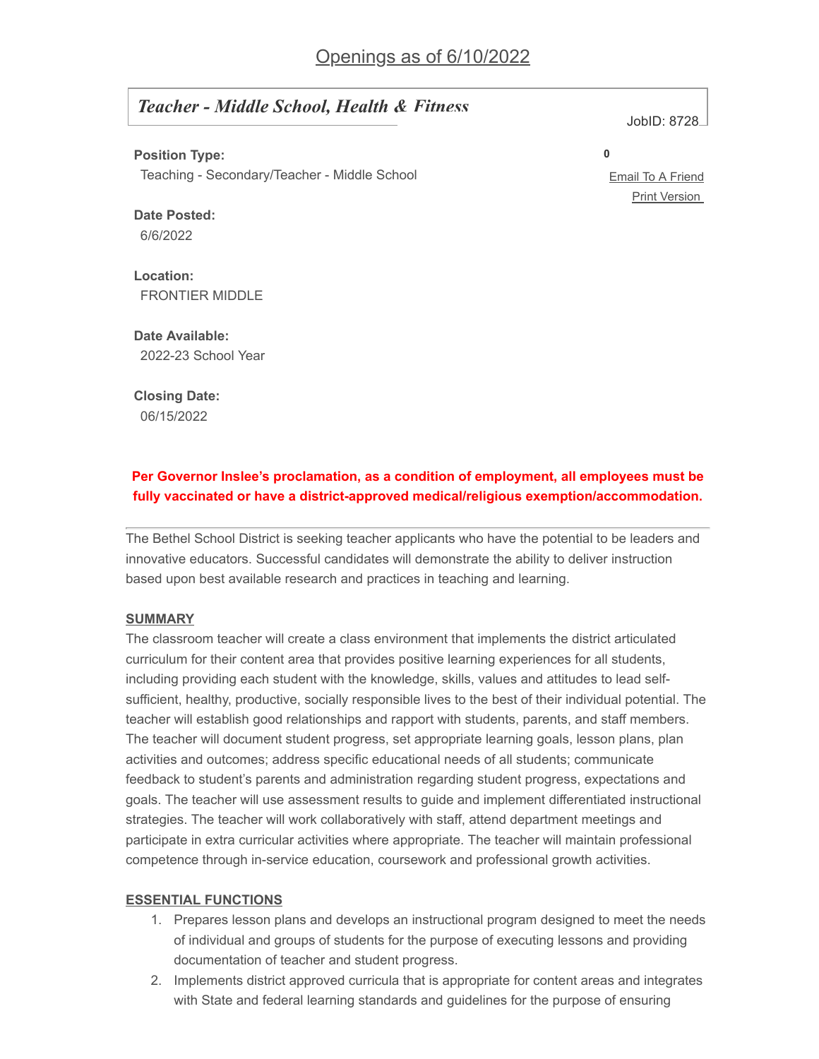# Openings as of 6/10/2022

## *Teacher - Middle School, Health & Fitness*

JobID: 8728

0

Email To A Friend
Print Version

**Position Type:**
Teaching - Secondary/Teacher - Middle School

**Date Posted:**
6/6/2022

**Location:**
FRONTIER MIDDLE

**Date Available:**
2022-23 School Year

**Closing Date:**
06/15/2022

**Per Governor Inslee's proclamation, as a condition of employment, all employees must be fully vaccinated or have a district-approved medical/religious exemption/accommodation.**

---

The Bethel School District is seeking teacher applicants who have the potential to be leaders and innovative educators. Successful candidates will demonstrate the ability to deliver instruction based upon best available research and practices in teaching and learning.

**SUMMARY**

The classroom teacher will create a class environment that implements the district articulated curriculum for their content area that provides positive learning experiences for all students, including providing each student with the knowledge, skills, values and attitudes to lead self-sufficient, healthy, productive, socially responsible lives to the best of their individual potential. The teacher will establish good relationships and rapport with students, parents, and staff members. The teacher will document student progress, set appropriate learning goals, lesson plans, plan activities and outcomes; address specific educational needs of all students; communicate feedback to student's parents and administration regarding student progress, expectations and goals. The teacher will use assessment results to guide and implement differentiated instructional strategies. The teacher will work collaboratively with staff, attend department meetings and participate in extra curricular activities where appropriate. The teacher will maintain professional competence through in-service education, coursework and professional growth activities.

**ESSENTIAL FUNCTIONS**

1. Prepares lesson plans and develops an instructional program designed to meet the needs of individual and groups of students for the purpose of executing lessons and providing documentation of teacher and student progress.
2. Implements district approved curricula that is appropriate for content areas and integrates with State and federal learning standards and guidelines for the purpose of ensuring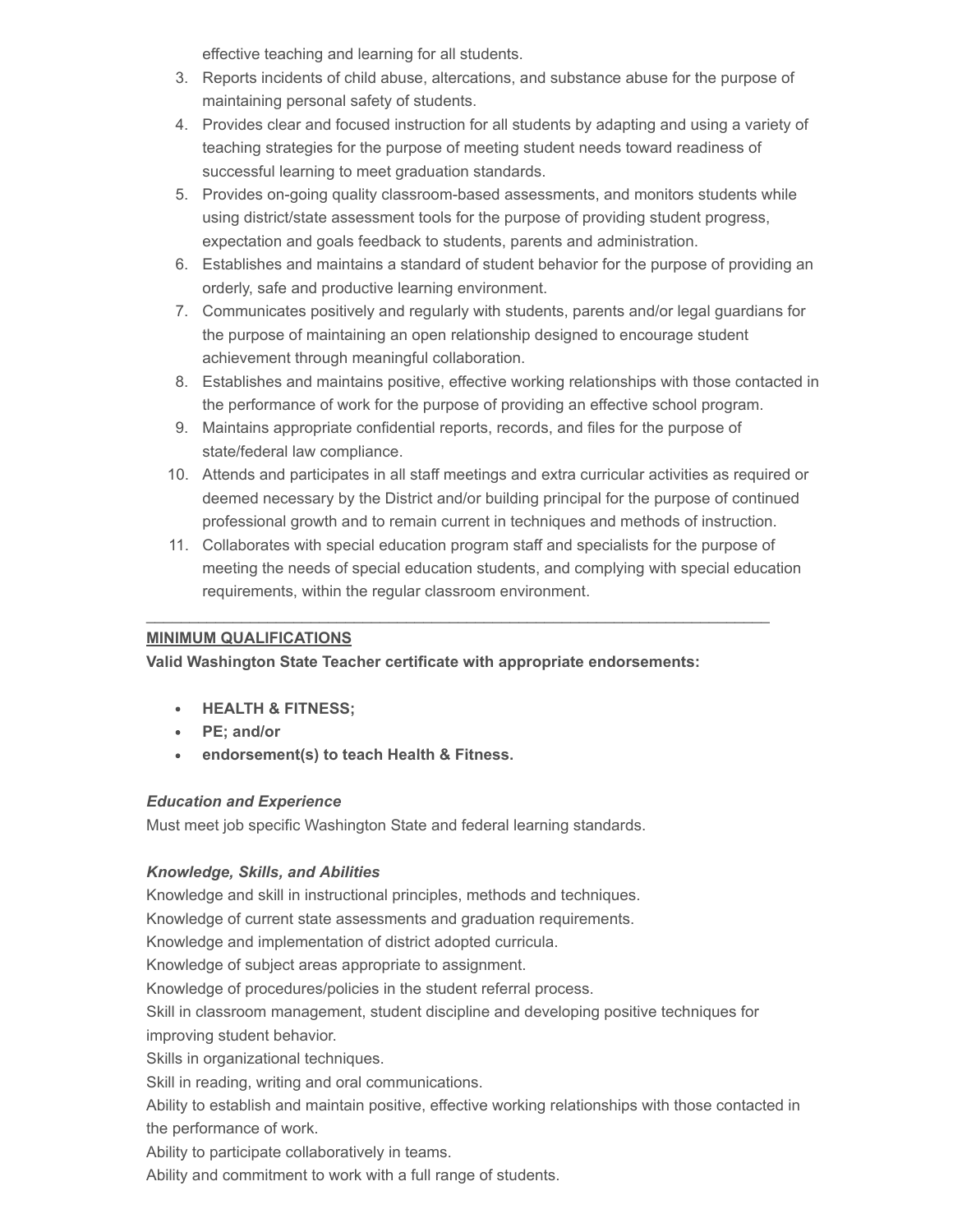effective teaching and learning for all students.

3. Reports incidents of child abuse, altercations, and substance abuse for the purpose of maintaining personal safety of students.
4. Provides clear and focused instruction for all students by adapting and using a variety of teaching strategies for the purpose of meeting student needs toward readiness of successful learning to meet graduation standards.
5. Provides on-going quality classroom-based assessments, and monitors students while using district/state assessment tools for the purpose of providing student progress, expectation and goals feedback to students, parents and administration.
6. Establishes and maintains a standard of student behavior for the purpose of providing an orderly, safe and productive learning environment.
7. Communicates positively and regularly with students, parents and/or legal guardians for the purpose of maintaining an open relationship designed to encourage student achievement through meaningful collaboration.
8. Establishes and maintains positive, effective working relationships with those contacted in the performance of work for the purpose of providing an effective school program.
9. Maintains appropriate confidential reports, records, and files for the purpose of state/federal law compliance.
10. Attends and participates in all staff meetings and extra curricular activities as required or deemed necessary by the District and/or building principal for the purpose of continued professional growth and to remain current in techniques and methods of instruction.
11. Collaborates with special education program staff and specialists for the purpose of meeting the needs of special education students, and complying with special education requirements, within the regular classroom environment.

---

**MINIMUM QUALIFICATIONS**

**Valid Washington State Teacher certificate with appropriate endorsements:**

- **HEALTH & FITNESS;**
- **PE; and/or**
- **endorsement(s) to teach Health & Fitness.**

***Education and Experience***

Must meet job specific Washington State and federal learning standards.

***Knowledge, Skills, and Abilities***

Knowledge and skill in instructional principles, methods and techniques.
Knowledge of current state assessments and graduation requirements.
Knowledge and implementation of district adopted curricula.
Knowledge of subject areas appropriate to assignment.
Knowledge of procedures/policies in the student referral process.
Skill in classroom management, student discipline and developing positive techniques for improving student behavior.
Skills in organizational techniques.
Skill in reading, writing and oral communications.
Ability to establish and maintain positive, effective working relationships with those contacted in the performance of work.
Ability to participate collaboratively in teams.
Ability and commitment to work with a full range of students.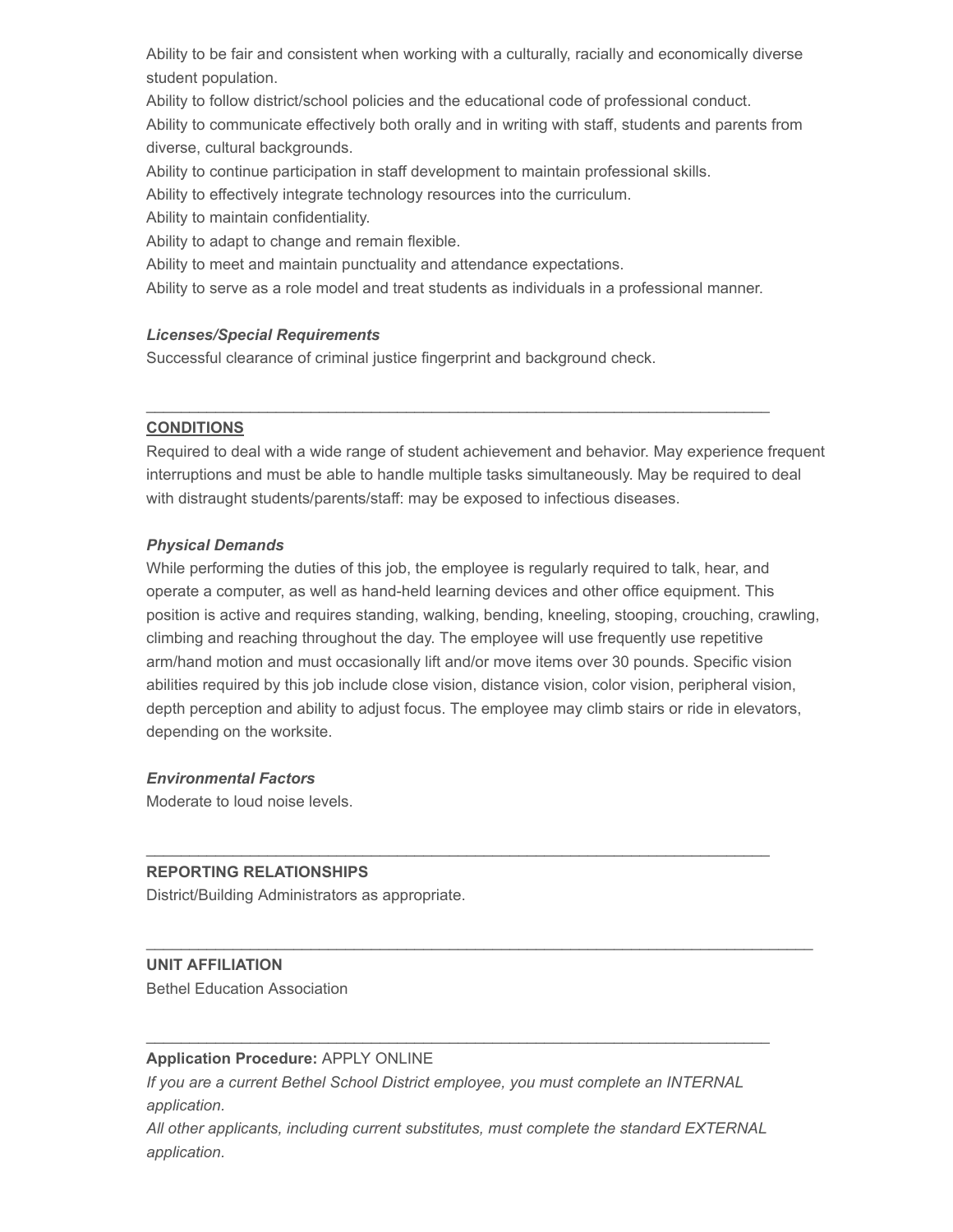Ability to be fair and consistent when working with a culturally, racially and economically diverse student population.
Ability to follow district/school policies and the educational code of professional conduct.
Ability to communicate effectively both orally and in writing with staff, students and parents from diverse, cultural backgrounds.
Ability to continue participation in staff development to maintain professional skills.
Ability to effectively integrate technology resources into the curriculum.
Ability to maintain confidentiality.
Ability to adapt to change and remain flexible.
Ability to meet and maintain punctuality and attendance expectations.
Ability to serve as a role model and treat students as individuals in a professional manner.

***Licenses/Special Requirements***
Successful clearance of criminal justice fingerprint and background check.

---

**CONDITIONS**
Required to deal with a wide range of student achievement and behavior. May experience frequent interruptions and must be able to handle multiple tasks simultaneously. May be required to deal with distraught students/parents/staff: may be exposed to infectious diseases.

***Physical Demands***
While performing the duties of this job, the employee is regularly required to talk, hear, and operate a computer, as well as hand-held learning devices and other office equipment. This position is active and requires standing, walking, bending, kneeling, stooping, crouching, crawling, climbing and reaching throughout the day. The employee will use frequently use repetitive arm/hand motion and must occasionally lift and/or move items over 30 pounds. Specific vision abilities required by this job include close vision, distance vision, color vision, peripheral vision, depth perception and ability to adjust focus. The employee may climb stairs or ride in elevators, depending on the worksite.

***Environmental Factors***
Moderate to loud noise levels.

---

**REPORTING RELATIONSHIPS**
District/Building Administrators as appropriate.

---

**UNIT AFFILIATION**
Bethel Education Association

---

**Application Procedure:** APPLY ONLINE
*If you are a current Bethel School District employee, you must complete an INTERNAL application.*
*All other applicants, including current substitutes, must complete the standard EXTERNAL application.*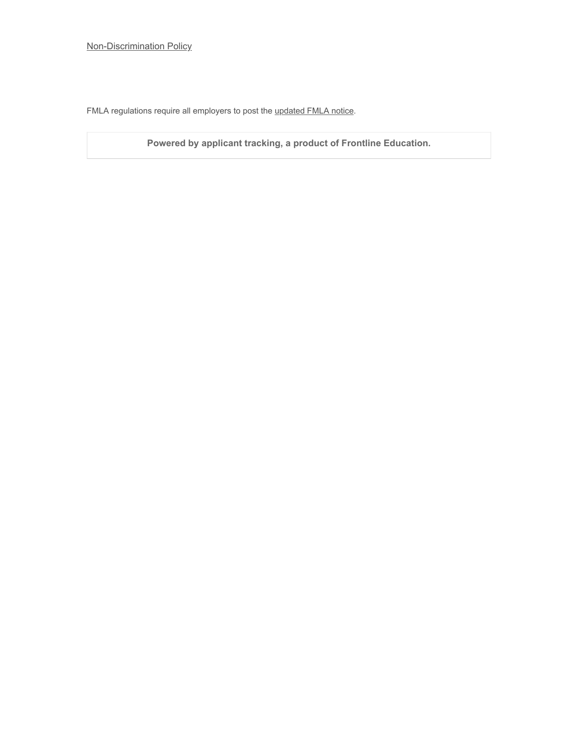Non-Discrimination Policy

FMLA regulations require all employers to post the updated FMLA notice.

**Powered by applicant tracking, a product of Frontline Education.**